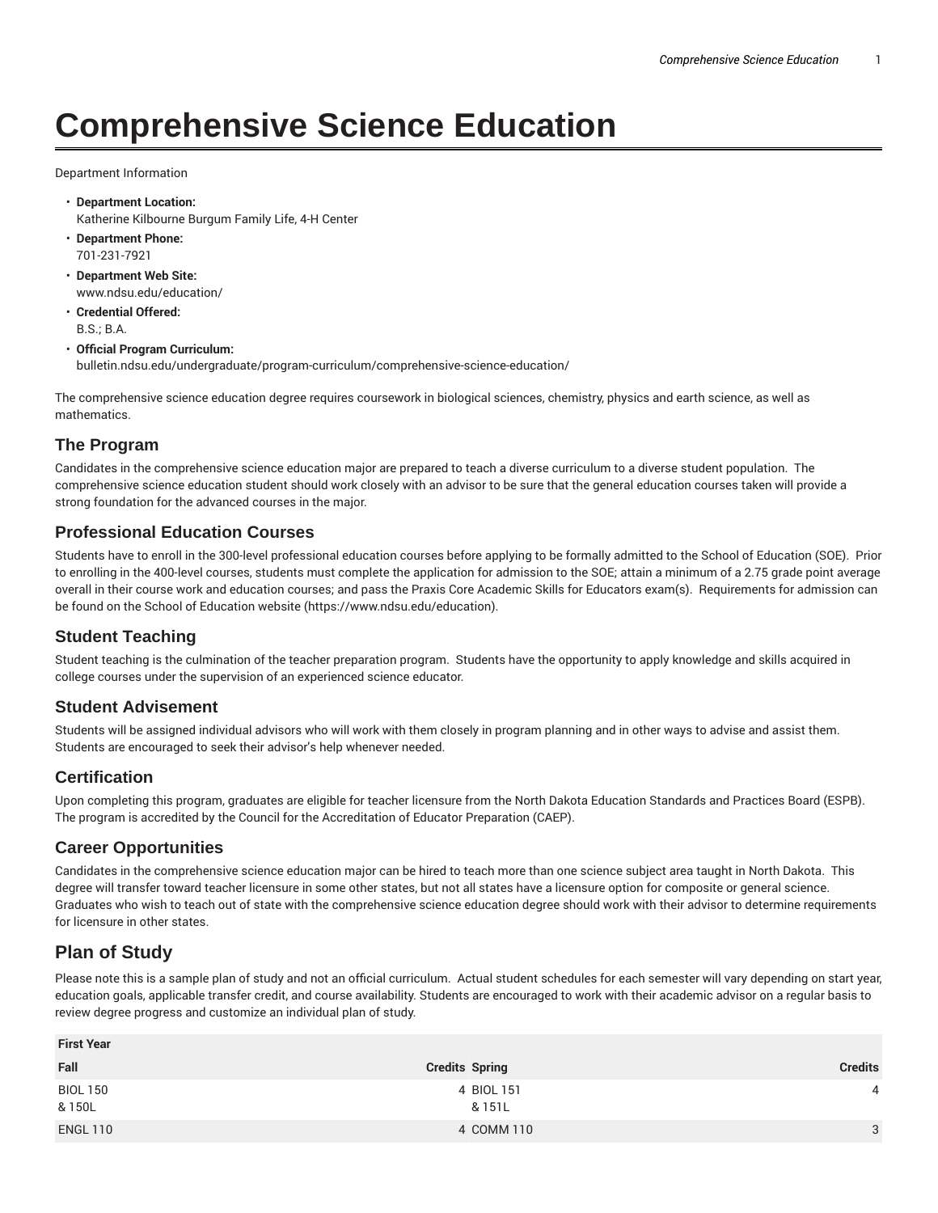# Comprehensive Science Education

Department Information

- **Department Location:**
  Katherine Kilbourne Burgum Family Life, 4-H Center
- **Department Phone:**
  701-231-7921
- **Department Web Site:**
  www.ndsu.edu/education/
- **Credential Offered:**
  B.S.; B.A.
- **Official Program Curriculum:**
  bulletin.ndsu.edu/undergraduate/program-curriculum/comprehensive-science-education/

The comprehensive science education degree requires coursework in biological sciences, chemistry, physics and earth science, as well as mathematics.

## The Program

Candidates in the comprehensive science education major are prepared to teach a diverse curriculum to a diverse student population. The comprehensive science education student should work closely with an advisor to be sure that the general education courses taken will provide a strong foundation for the advanced courses in the major.

## Professional Education Courses

Students have to enroll in the 300-level professional education courses before applying to be formally admitted to the School of Education (SOE). Prior to enrolling in the 400-level courses, students must complete the application for admission to the SOE; attain a minimum of a 2.75 grade point average overall in their course work and education courses; and pass the Praxis Core Academic Skills for Educators exam(s). Requirements for admission can be found on the School of Education website (https://www.ndsu.edu/education).

## Student Teaching

Student teaching is the culmination of the teacher preparation program. Students have the opportunity to apply knowledge and skills acquired in college courses under the supervision of an experienced science educator.

## Student Advisement

Students will be assigned individual advisors who will work with them closely in program planning and in other ways to advise and assist them. Students are encouraged to seek their advisor's help whenever needed.

## Certification

Upon completing this program, graduates are eligible for teacher licensure from the North Dakota Education Standards and Practices Board (ESPB). The program is accredited by the Council for the Accreditation of Educator Preparation (CAEP).

## Career Opportunities

Candidates in the comprehensive science education major can be hired to teach more than one science subject area taught in North Dakota. This degree will transfer toward teacher licensure in some other states, but not all states have a licensure option for composite or general science. Graduates who wish to teach out of state with the comprehensive science education degree should work with their advisor to determine requirements for licensure in other states.

## Plan of Study

Please note this is a sample plan of study and not an official curriculum. Actual student schedules for each semester will vary depending on start year, education goals, applicable transfer credit, and course availability. Students are encouraged to work with their academic advisor on a regular basis to review degree progress and customize an individual plan of study.

| First Year | | | |
|---|---|---|---|
| Fall | Credits | Spring | Credits |
| BIOL 150 & 150L | 4 | BIOL 151 & 151L | 4 |
| ENGL 110 | 4 | COMM 110 | 3 |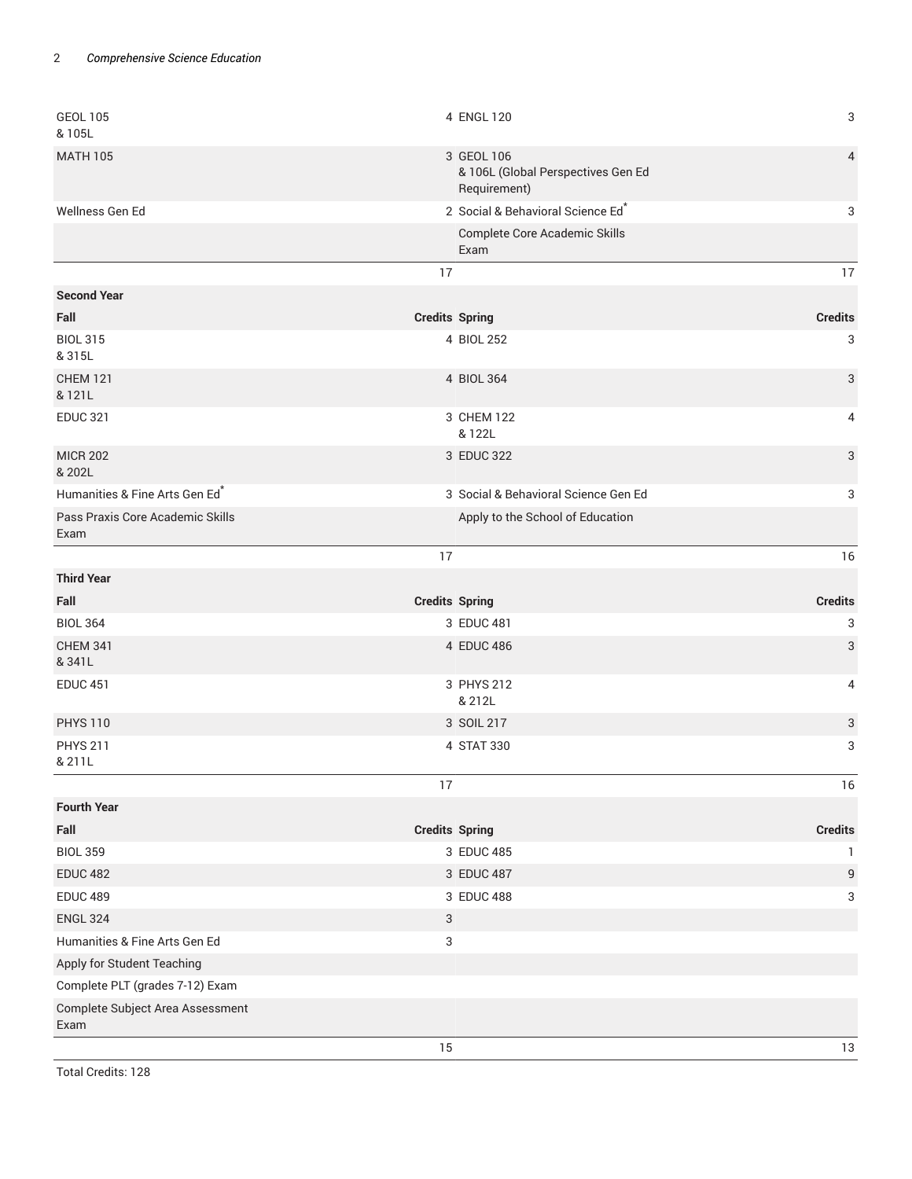| | | | |
|---|---|---|---|
| GEOL 105<br>& 105L | 4 | ENGL 120 | 3 |
| MATH 105 | 3 | GEOL 106<br>& 106L (Global Perspectives Gen Ed Requirement) | 4 |
| Wellness Gen Ed | 2 | Social & Behavioral Science Ed* | 3 |
| | | Complete Core Academic Skills Exam | |
| | 17 | | 17 |
| **Second Year** | | | |
| **Fall** | **Credits** | **Spring** | **Credits** |
| BIOL 315<br>& 315L | 4 | BIOL 252 | 3 |
| CHEM 121<br>& 121L | 4 | BIOL 364 | 3 |
| EDUC 321 | 3 | CHEM 122<br>& 122L | 4 |
| MICR 202<br>& 202L | 3 | EDUC 322 | 3 |
| Humanities & Fine Arts Gen Ed* | 3 | Social & Behavioral Science Gen Ed | 3 |
| Pass Praxis Core Academic Skills Exam | | Apply to the School of Education | |
| | 17 | | 16 |
| **Third Year** | | | |
| **Fall** | **Credits** | **Spring** | **Credits** |
| BIOL 364 | 3 | EDUC 481 | 3 |
| CHEM 341<br>& 341L | 4 | EDUC 486 | 3 |
| EDUC 451 | 3 | PHYS 212<br>& 212L | 4 |
| PHYS 110 | 3 | SOIL 217 | 3 |
| PHYS 211<br>& 211L | 4 | STAT 330 | 3 |
| | 17 | | 16 |
| **Fourth Year** | | | |
| **Fall** | **Credits** | **Spring** | **Credits** |
| BIOL 359 | 3 | EDUC 485 | 1 |
| EDUC 482 | 3 | EDUC 487 | 9 |
| EDUC 489 | 3 | EDUC 488 | 3 |
| ENGL 324 | 3 | | |
| Humanities & Fine Arts Gen Ed | 3 | | |
| Apply for Student Teaching | | | |
| Complete PLT (grades 7-12) Exam | | | |
| Complete Subject Area Assessment Exam | | | |
| | 15 | | 13 |

Total Credits: 128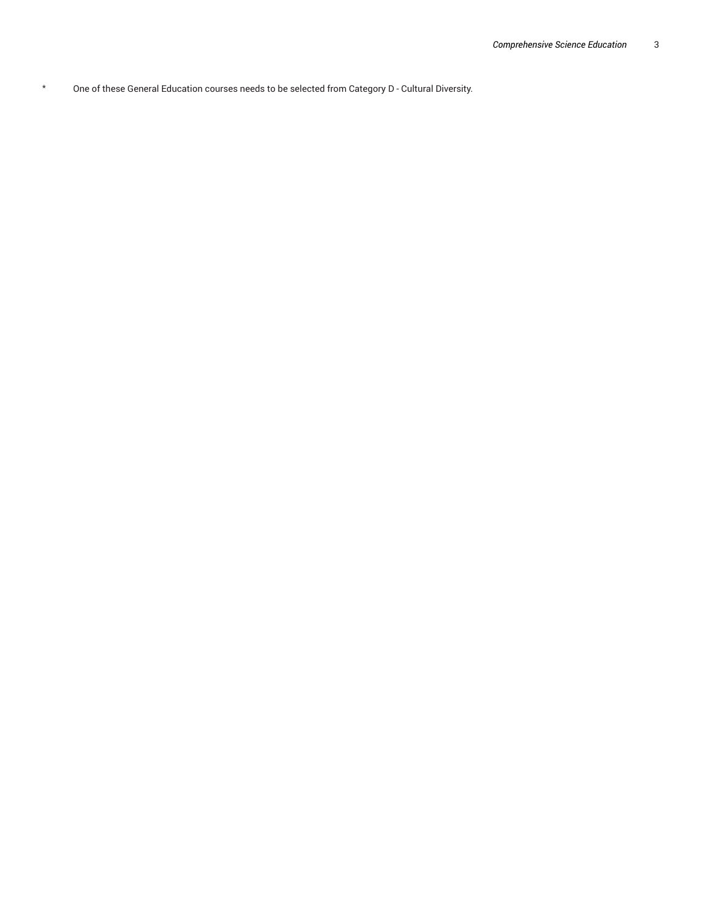* One of these General Education courses needs to be selected from Category D - Cultural Diversity.